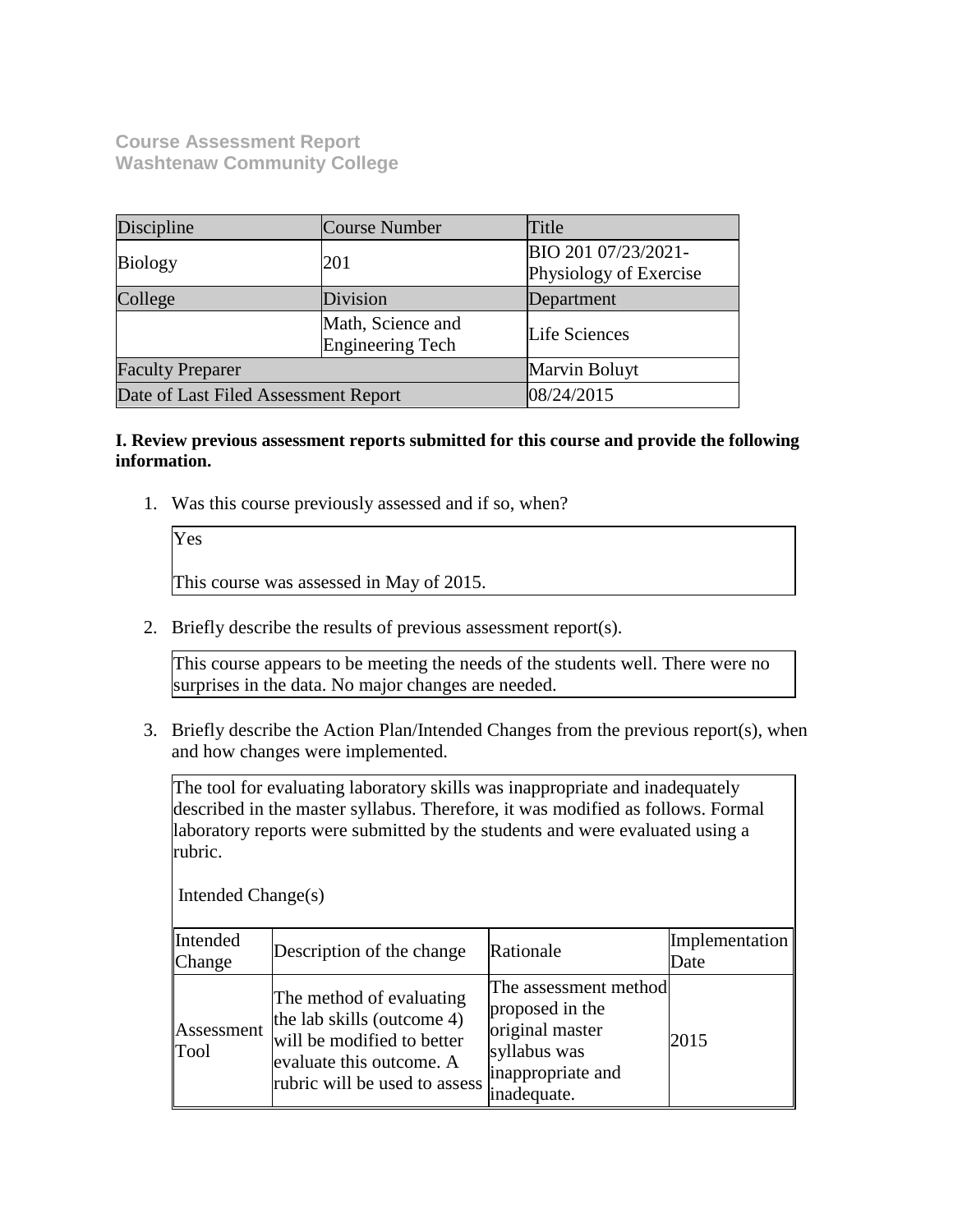**Course Assessment Report**
**Washtenaw Community College**

| Discipline | Course Number | Title |
|---|---|---|
| Biology | 201 | BIO 201 07/23/2021-Physiology of Exercise |
| College | Division | Department |
| | Math, Science and Engineering Tech | Life Sciences |
| Faculty Preparer | | Marvin Boluyt |
| Date of Last Filed Assessment Report | | 08/24/2015 |

**I. Review previous assessment reports submitted for this course and provide the following information.**

1. Was this course previously assessed and if so, when?

   Yes

   This course was assessed in May of 2015.

2. Briefly describe the results of previous assessment report(s).

   This course appears to be meeting the needs of the students well. There were no surprises in the data. No major changes are needed.

3. Briefly describe the Action Plan/Intended Changes from the previous report(s), when and how changes were implemented.

   The tool for evaluating laboratory skills was inappropriate and inadequately described in the master syllabus. Therefore, it was modified as follows. Formal laboratory reports were submitted by the students and were evaluated using a rubric.

   Intended Change(s)

| Intended Change | Description of the change | Rationale | Implementation Date |
|---|---|---|---|
| Assessment Tool | The method of evaluating the lab skills (outcome 4) will be modified to better evaluate this outcome. A rubric will be used to assess | The assessment method proposed in the original master syllabus was inappropriate and inadequate. | 2015 |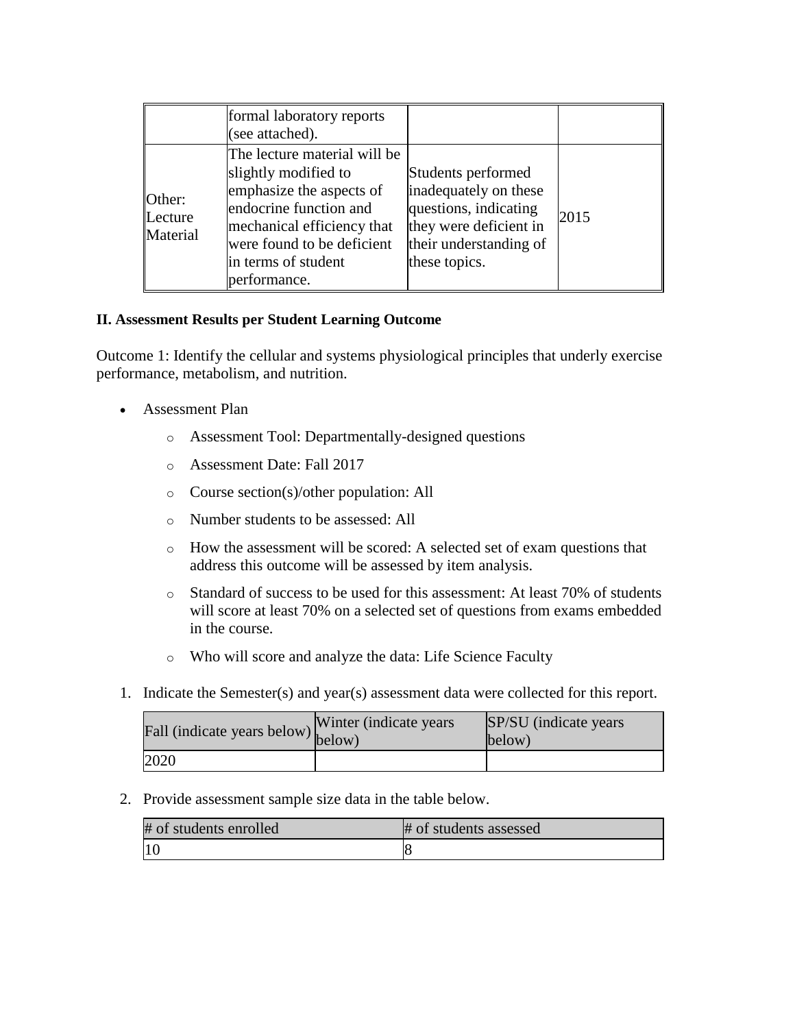| | | | |
|---|---|---|---|
| | formal laboratory reports (see attached). | | |
| Other: Lecture Material | The lecture material will be slightly modified to emphasize the aspects of endocrine function and mechanical efficiency that were found to be deficient in terms of student performance. | Students performed inadequately on these questions, indicating they were deficient in their understanding of these topics. | 2015 |

**II. Assessment Results per Student Learning Outcome**

Outcome 1: Identify the cellular and systems physiological principles that underly exercise performance, metabolism, and nutrition.

- Assessment Plan
  - Assessment Tool: Departmentally-designed questions
  - Assessment Date: Fall 2017
  - Course section(s)/other population: All
  - Number students to be assessed: All
  - How the assessment will be scored: A selected set of exam questions that address this outcome will be assessed by item analysis.
  - Standard of success to be used for this assessment: At least 70% of students will score at least 70% on a selected set of questions from exams embedded in the course.
  - Who will score and analyze the data: Life Science Faculty

1. Indicate the Semester(s) and year(s) assessment data were collected for this report.

| Fall (indicate years below) | Winter (indicate years below) | SP/SU (indicate years below) |
|---|---|---|
| 2020 | | |

2. Provide assessment sample size data in the table below.

| # of students enrolled | # of students assessed |
|---|---|
| 10 | 8 |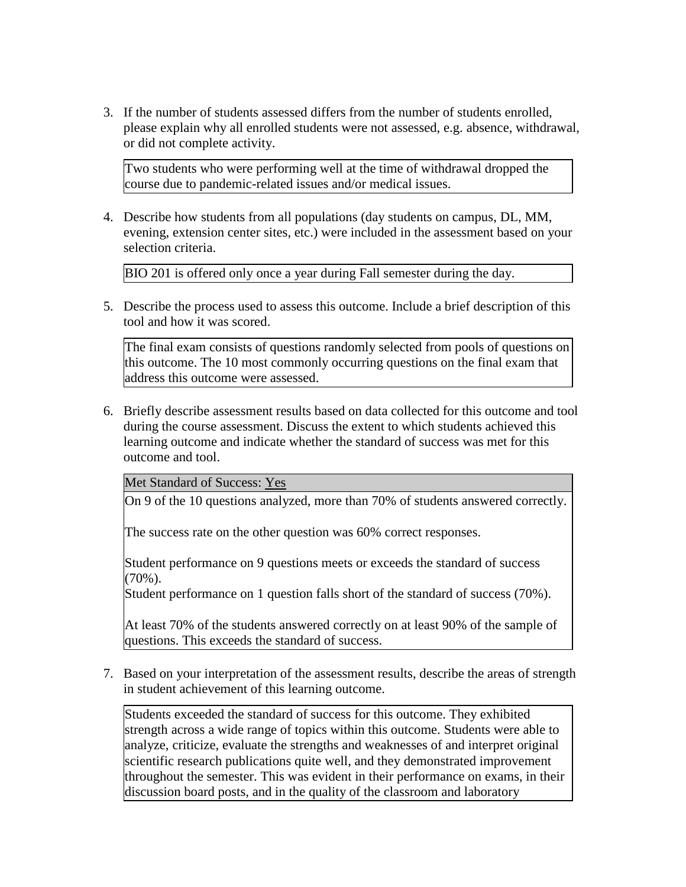3. If the number of students assessed differs from the number of students enrolled, please explain why all enrolled students were not assessed, e.g. absence, withdrawal, or did not complete activity.

| Two students who were performing well at the time of withdrawal dropped the course due to pandemic-related issues and/or medical issues. |
|---|

4. Describe how students from all populations (day students on campus, DL, MM, evening, extension center sites, etc.) were included in the assessment based on your selection criteria.

| BIO 201 is offered only once a year during Fall semester during the day. |
|---|

5. Describe the process used to assess this outcome. Include a brief description of this tool and how it was scored.

| The final exam consists of questions randomly selected from pools of questions on this outcome. The 10 most commonly occurring questions on the final exam that address this outcome were assessed. |
|---|

6. Briefly describe assessment results based on data collected for this outcome and tool during the course assessment. Discuss the extent to which students achieved this learning outcome and indicate whether the standard of success was met for this outcome and tool.

| Met Standard of Success: Yes |
|---|
| On 9 of the 10 questions analyzed, more than 70% of students answered correctly.<br><br>The success rate on the other question was 60% correct responses.<br><br>Student performance on 9 questions meets or exceeds the standard of success (70%).<br>Student performance on 1 question falls short of the standard of success (70%).<br><br>At least 70% of the students answered correctly on at least 90% of the sample of questions. This exceeds the standard of success. |

7. Based on your interpretation of the assessment results, describe the areas of strength in student achievement of this learning outcome.

| Students exceeded the standard of success for this outcome. They exhibited strength across a wide range of topics within this outcome. Students were able to analyze, criticize, evaluate the strengths and weaknesses of and interpret original scientific research publications quite well, and they demonstrated improvement throughout the semester. This was evident in their performance on exams, in their discussion board posts, and in the quality of the classroom and laboratory |
|---|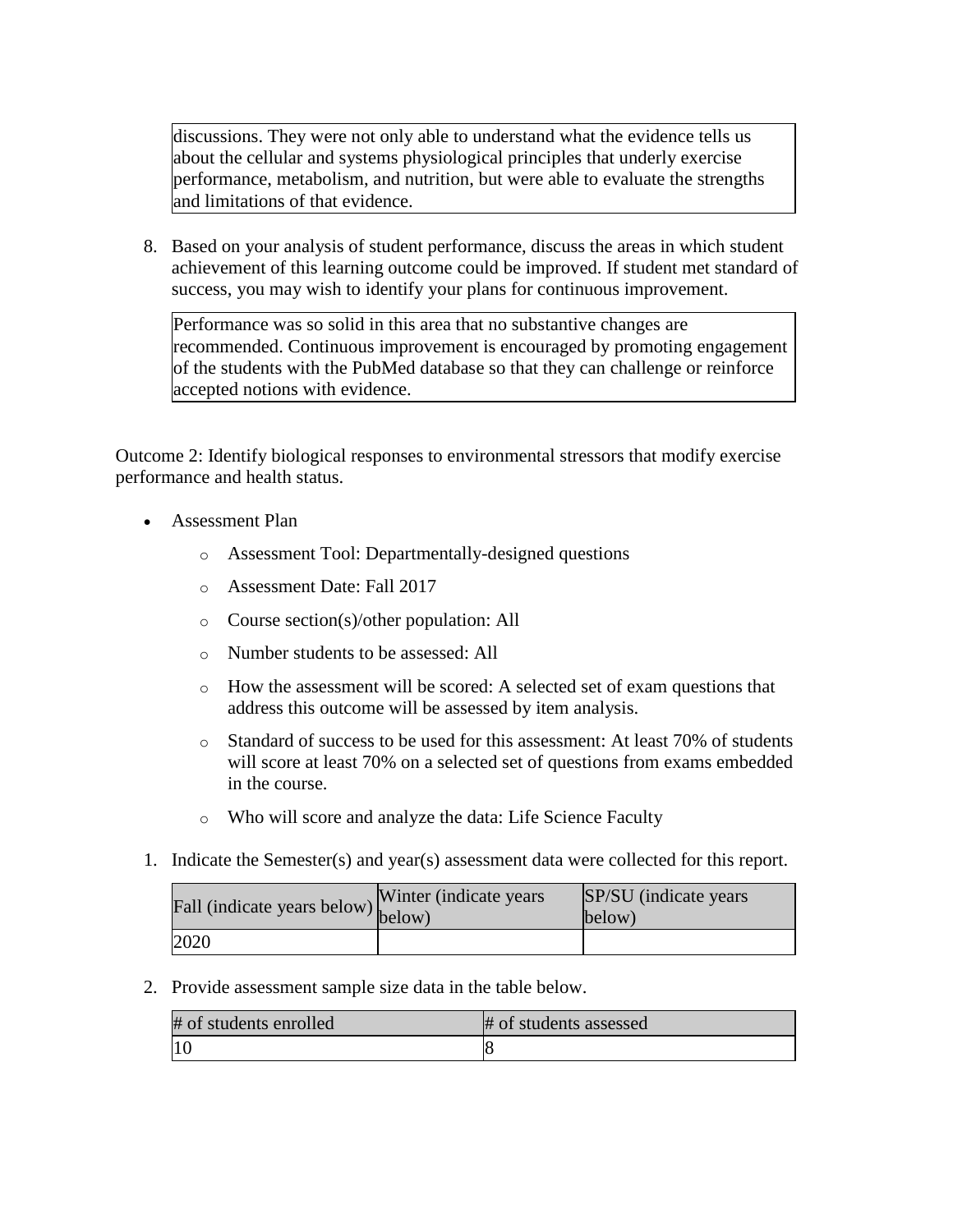discussions. They were not only able to understand what the evidence tells us about the cellular and systems physiological principles that underly exercise performance, metabolism, and nutrition, but were able to evaluate the strengths and limitations of that evidence.

8. Based on your analysis of student performance, discuss the areas in which student achievement of this learning outcome could be improved. If student met standard of success, you may wish to identify your plans for continuous improvement.

   Performance was so solid in this area that no substantive changes are recommended. Continuous improvement is encouraged by promoting engagement of the students with the PubMed database so that they can challenge or reinforce accepted notions with evidence.

Outcome 2: Identify biological responses to environmental stressors that modify exercise performance and health status.

- Assessment Plan
  - Assessment Tool: Departmentally-designed questions
  - Assessment Date: Fall 2017
  - Course section(s)/other population: All
  - Number students to be assessed: All
  - How the assessment will be scored: A selected set of exam questions that address this outcome will be assessed by item analysis.
  - Standard of success to be used for this assessment: At least 70% of students will score at least 70% on a selected set of questions from exams embedded in the course.
  - Who will score and analyze the data: Life Science Faculty

1. Indicate the Semester(s) and year(s) assessment data were collected for this report.

| Fall (indicate years below) | Winter (indicate years below) | SP/SU (indicate years below) |
|---|---|---|
| 2020 | | |

2. Provide assessment sample size data in the table below.

| # of students enrolled | # of students assessed |
|---|---|
| 10 | 8 |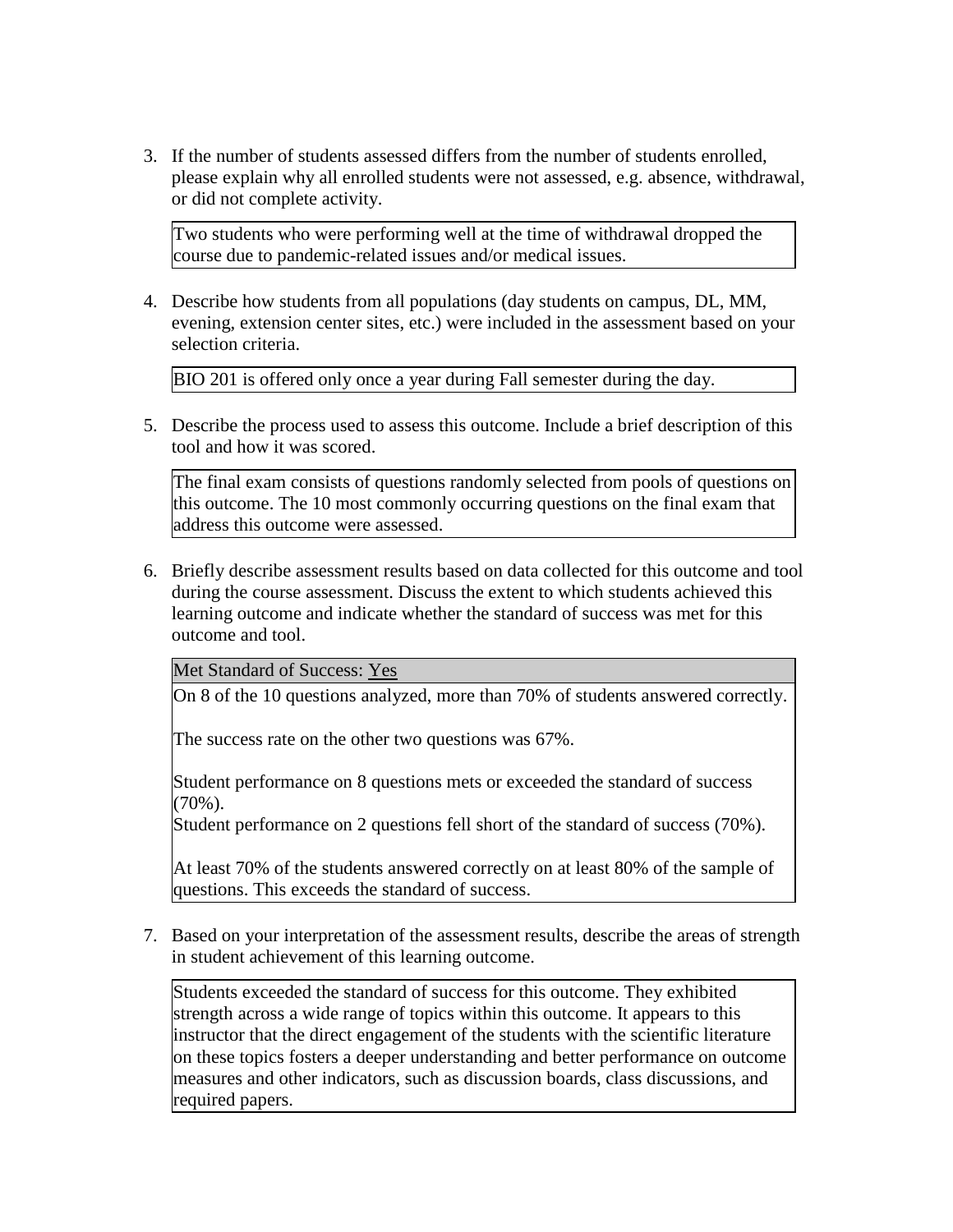3. If the number of students assessed differs from the number of students enrolled, please explain why all enrolled students were not assessed, e.g. absence, withdrawal, or did not complete activity.

   > Two students who were performing well at the time of withdrawal dropped the course due to pandemic-related issues and/or medical issues.

4. Describe how students from all populations (day students on campus, DL, MM, evening, extension center sites, etc.) were included in the assessment based on your selection criteria.

   > BIO 201 is offered only once a year during Fall semester during the day.

5. Describe the process used to assess this outcome. Include a brief description of this tool and how it was scored.

   > The final exam consists of questions randomly selected from pools of questions on this outcome. The 10 most commonly occurring questions on the final exam that address this outcome were assessed.

6. Briefly describe assessment results based on data collected for this outcome and tool during the course assessment. Discuss the extent to which students achieved this learning outcome and indicate whether the standard of success was met for this outcome and tool.

   > Met Standard of Success: Yes
   >
   > On 8 of the 10 questions analyzed, more than 70% of students answered correctly.
   >
   > The success rate on the other two questions was 67%.
   >
   > Student performance on 8 questions mets or exceeded the standard of success (70%).
   > Student performance on 2 questions fell short of the standard of success (70%).
   >
   > At least 70% of the students answered correctly on at least 80% of the sample of questions. This exceeds the standard of success.

7. Based on your interpretation of the assessment results, describe the areas of strength in student achievement of this learning outcome.

   > Students exceeded the standard of success for this outcome. They exhibited strength across a wide range of topics within this outcome. It appears to this instructor that the direct engagement of the students with the scientific literature on these topics fosters a deeper understanding and better performance on outcome measures and other indicators, such as discussion boards, class discussions, and required papers.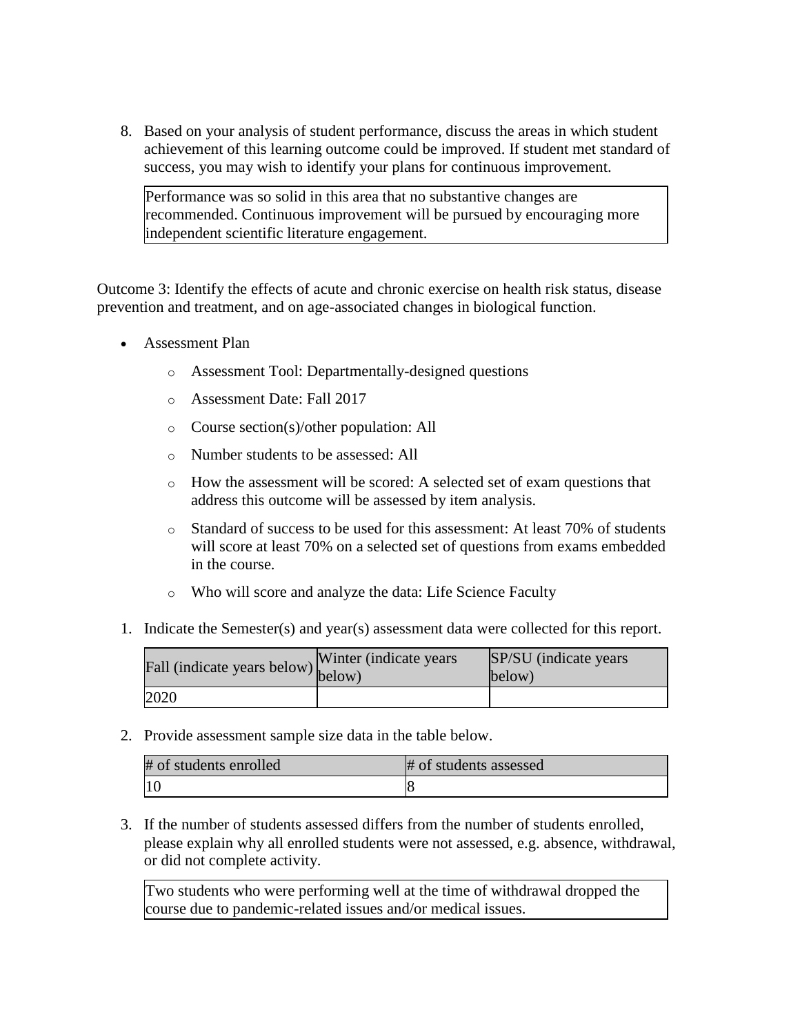8. Based on your analysis of student performance, discuss the areas in which student achievement of this learning outcome could be improved. If student met standard of success, you may wish to identify your plans for continuous improvement.

| Performance was so solid in this area that no substantive changes are recommended. Continuous improvement will be pursued by encouraging more independent scientific literature engagement. |
|---|

Outcome 3: Identify the effects of acute and chronic exercise on health risk status, disease prevention and treatment, and on age-associated changes in biological function.

- Assessment Plan
  - Assessment Tool: Departmentally-designed questions
  - Assessment Date: Fall 2017
  - Course section(s)/other population: All
  - Number students to be assessed: All
  - How the assessment will be scored: A selected set of exam questions that address this outcome will be assessed by item analysis.
  - Standard of success to be used for this assessment: At least 70% of students will score at least 70% on a selected set of questions from exams embedded in the course.
  - Who will score and analyze the data: Life Science Faculty

1. Indicate the Semester(s) and year(s) assessment data were collected for this report.

| Fall (indicate years below) | Winter (indicate years below) | SP/SU (indicate years below) |
|---|---|---|
| 2020 | | |

2. Provide assessment sample size data in the table below.

| # of students enrolled | # of students assessed |
|---|---|
| 10 | 8 |

3. If the number of students assessed differs from the number of students enrolled, please explain why all enrolled students were not assessed, e.g. absence, withdrawal, or did not complete activity.

| Two students who were performing well at the time of withdrawal dropped the course due to pandemic-related issues and/or medical issues. |
|---|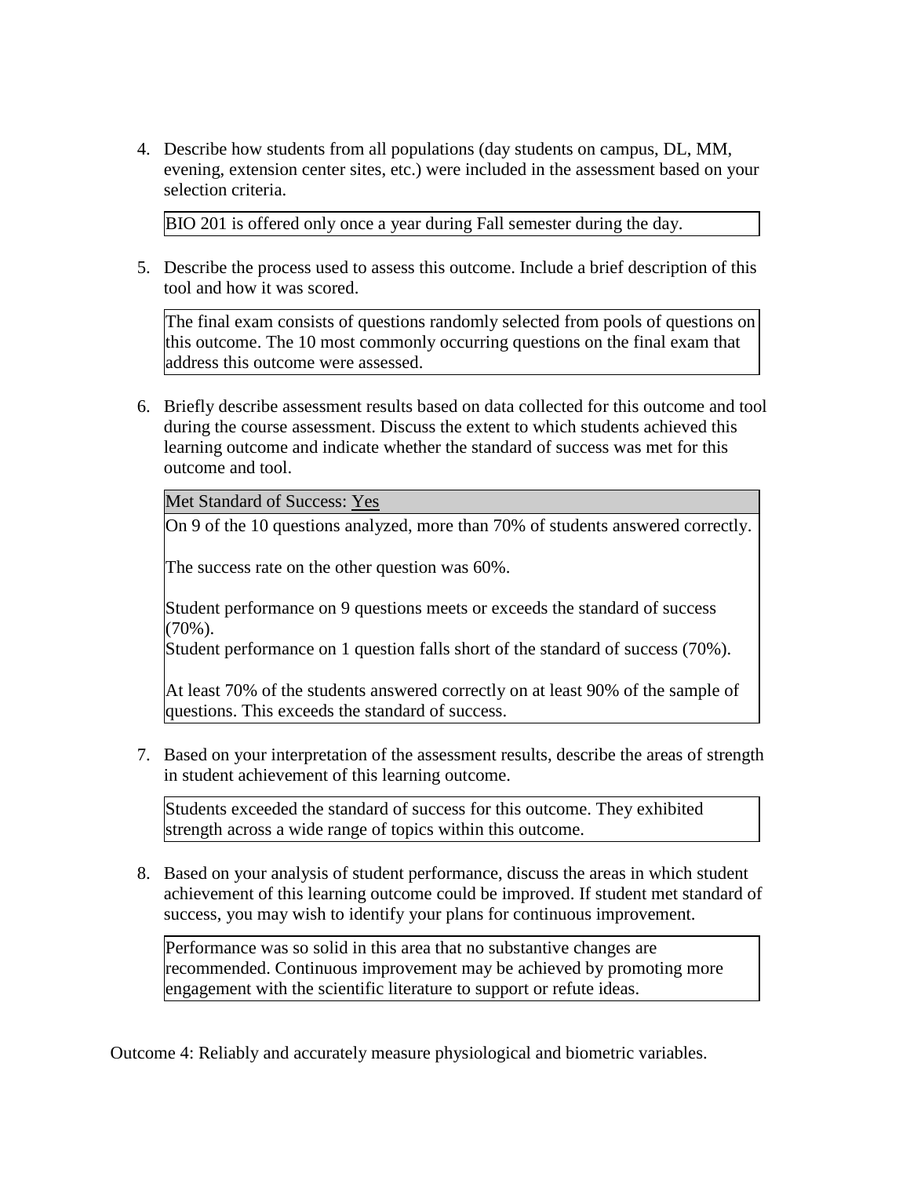4. Describe how students from all populations (day students on campus, DL, MM, evening, extension center sites, etc.) were included in the assessment based on your selection criteria.

   BIO 201 is offered only once a year during Fall semester during the day.

5. Describe the process used to assess this outcome. Include a brief description of this tool and how it was scored.

   The final exam consists of questions randomly selected from pools of questions on this outcome. The 10 most commonly occurring questions on the final exam that address this outcome were assessed.

6. Briefly describe assessment results based on data collected for this outcome and tool during the course assessment. Discuss the extent to which students achieved this learning outcome and indicate whether the standard of success was met for this outcome and tool.

   Met Standard of Success: Yes

   On 9 of the 10 questions analyzed, more than 70% of students answered correctly.

   The success rate on the other question was 60%.

   Student performance on 9 questions meets or exceeds the standard of success (70%).
   Student performance on 1 question falls short of the standard of success (70%).

   At least 70% of the students answered correctly on at least 90% of the sample of questions. This exceeds the standard of success.

7. Based on your interpretation of the assessment results, describe the areas of strength in student achievement of this learning outcome.

   Students exceeded the standard of success for this outcome. They exhibited strength across a wide range of topics within this outcome.

8. Based on your analysis of student performance, discuss the areas in which student achievement of this learning outcome could be improved. If student met standard of success, you may wish to identify your plans for continuous improvement.

   Performance was so solid in this area that no substantive changes are recommended. Continuous improvement may be achieved by promoting more engagement with the scientific literature to support or refute ideas.

Outcome 4: Reliably and accurately measure physiological and biometric variables.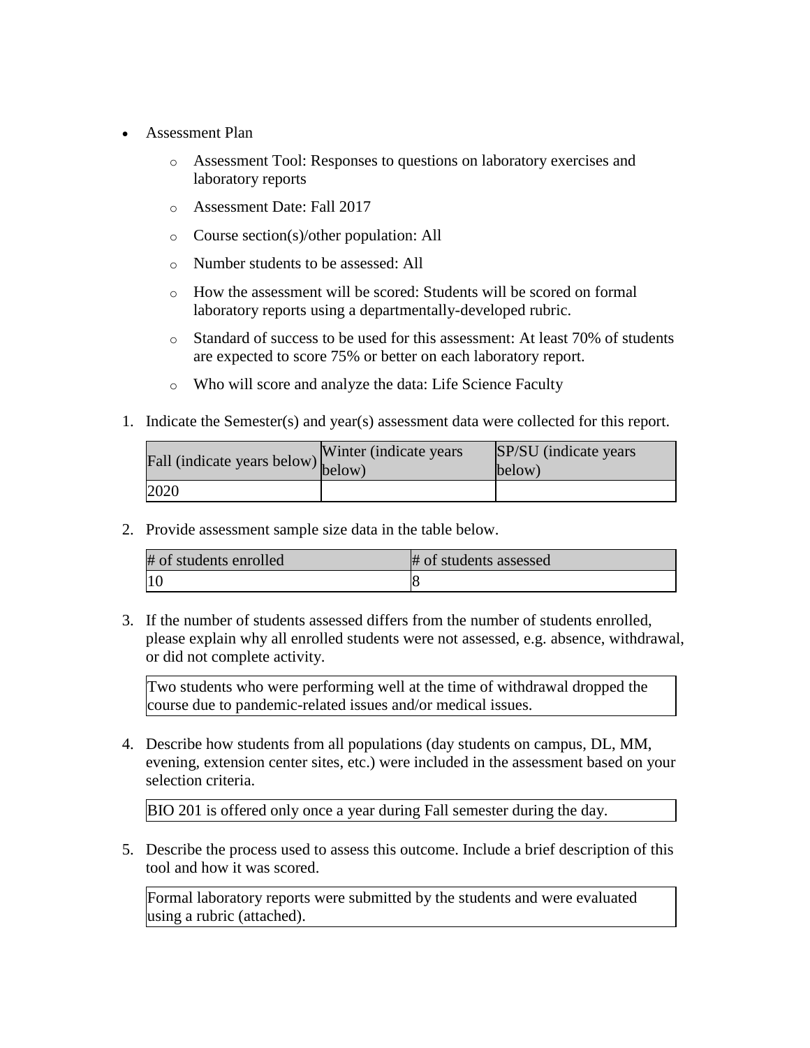- Assessment Plan
    - Assessment Tool: Responses to questions on laboratory exercises and laboratory reports
    - Assessment Date: Fall 2017
    - Course section(s)/other population: All
    - Number students to be assessed: All
    - How the assessment will be scored: Students will be scored on formal laboratory reports using a departmentally-developed rubric.
    - Standard of success to be used for this assessment: At least 70% of students are expected to score 75% or better on each laboratory report.
    - Who will score and analyze the data: Life Science Faculty

1. Indicate the Semester(s) and year(s) assessment data were collected for this report.

| Fall (indicate years below) | Winter (indicate years below) | SP/SU (indicate years below) |
|---|---|---|
| 2020 | | |

2. Provide assessment sample size data in the table below.

| # of students enrolled | # of students assessed |
|---|---|
| 10 | 8 |

3. If the number of students assessed differs from the number of students enrolled, please explain why all enrolled students were not assessed, e.g. absence, withdrawal, or did not complete activity.

| Two students who were performing well at the time of withdrawal dropped the course due to pandemic-related issues and/or medical issues. |
|---|

4. Describe how students from all populations (day students on campus, DL, MM, evening, extension center sites, etc.) were included in the assessment based on your selection criteria.

| BIO 201 is offered only once a year during Fall semester during the day. |
|---|

5. Describe the process used to assess this outcome. Include a brief description of this tool and how it was scored.

| Formal laboratory reports were submitted by the students and were evaluated using a rubric (attached). |
|---|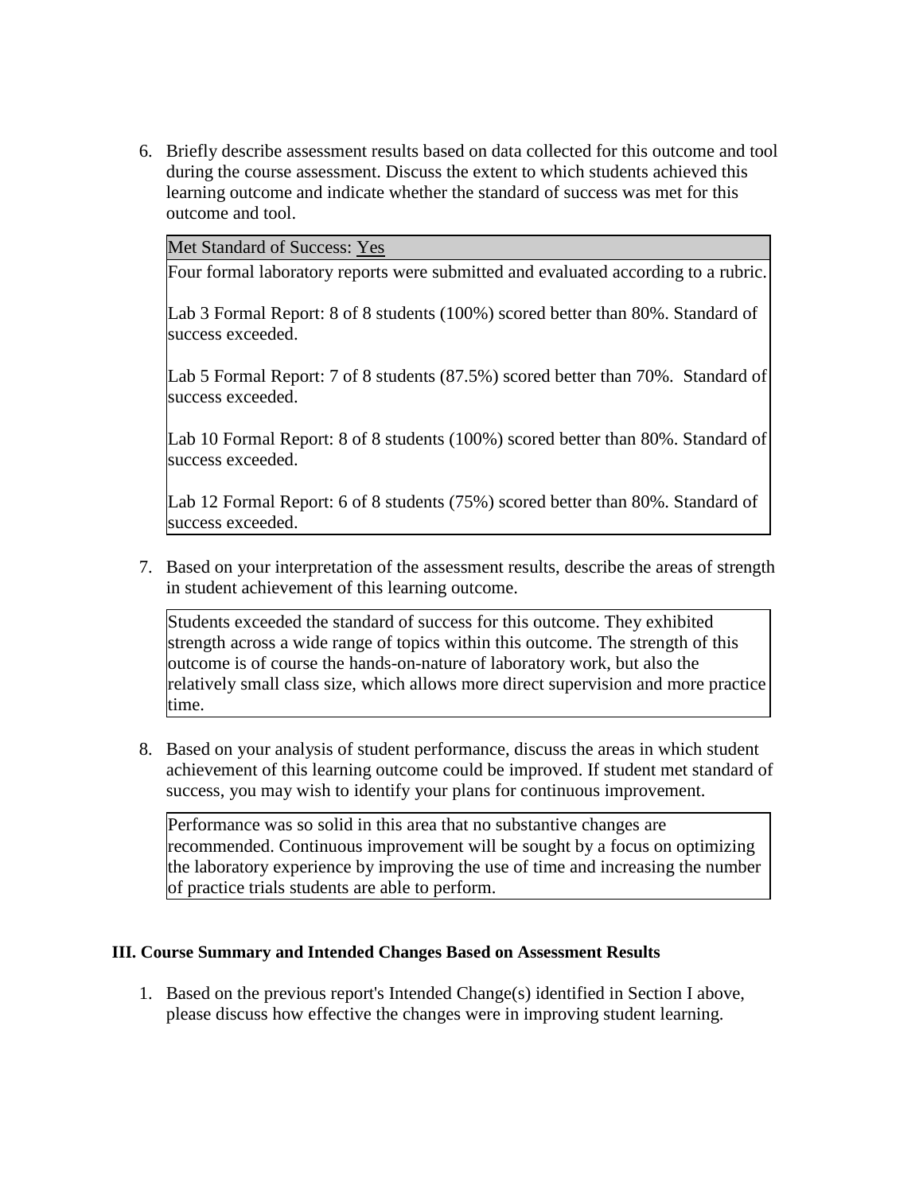6. Briefly describe assessment results based on data collected for this outcome and tool during the course assessment. Discuss the extent to which students achieved this learning outcome and indicate whether the standard of success was met for this outcome and tool.

| Met Standard of Success: Yes |
|---|
| Four formal laboratory reports were submitted and evaluated according to a rubric.<br><br>Lab 3 Formal Report: 8 of 8 students (100%) scored better than 80%. Standard of success exceeded.<br><br>Lab 5 Formal Report: 7 of 8 students (87.5%) scored better than 70%. Standard of success exceeded.<br><br>Lab 10 Formal Report: 8 of 8 students (100%) scored better than 80%. Standard of success exceeded.<br><br>Lab 12 Formal Report: 6 of 8 students (75%) scored better than 80%. Standard of success exceeded. |

7. Based on your interpretation of the assessment results, describe the areas of strength in student achievement of this learning outcome.

> Students exceeded the standard of success for this outcome. They exhibited strength across a wide range of topics within this outcome. The strength of this outcome is of course the hands-on-nature of laboratory work, but also the relatively small class size, which allows more direct supervision and more practice time.

8. Based on your analysis of student performance, discuss the areas in which student achievement of this learning outcome could be improved. If student met standard of success, you may wish to identify your plans for continuous improvement.

> Performance was so solid in this area that no substantive changes are recommended. Continuous improvement will be sought by a focus on optimizing the laboratory experience by improving the use of time and increasing the number of practice trials students are able to perform.

### III. Course Summary and Intended Changes Based on Assessment Results

1. Based on the previous report's Intended Change(s) identified in Section I above, please discuss how effective the changes were in improving student learning.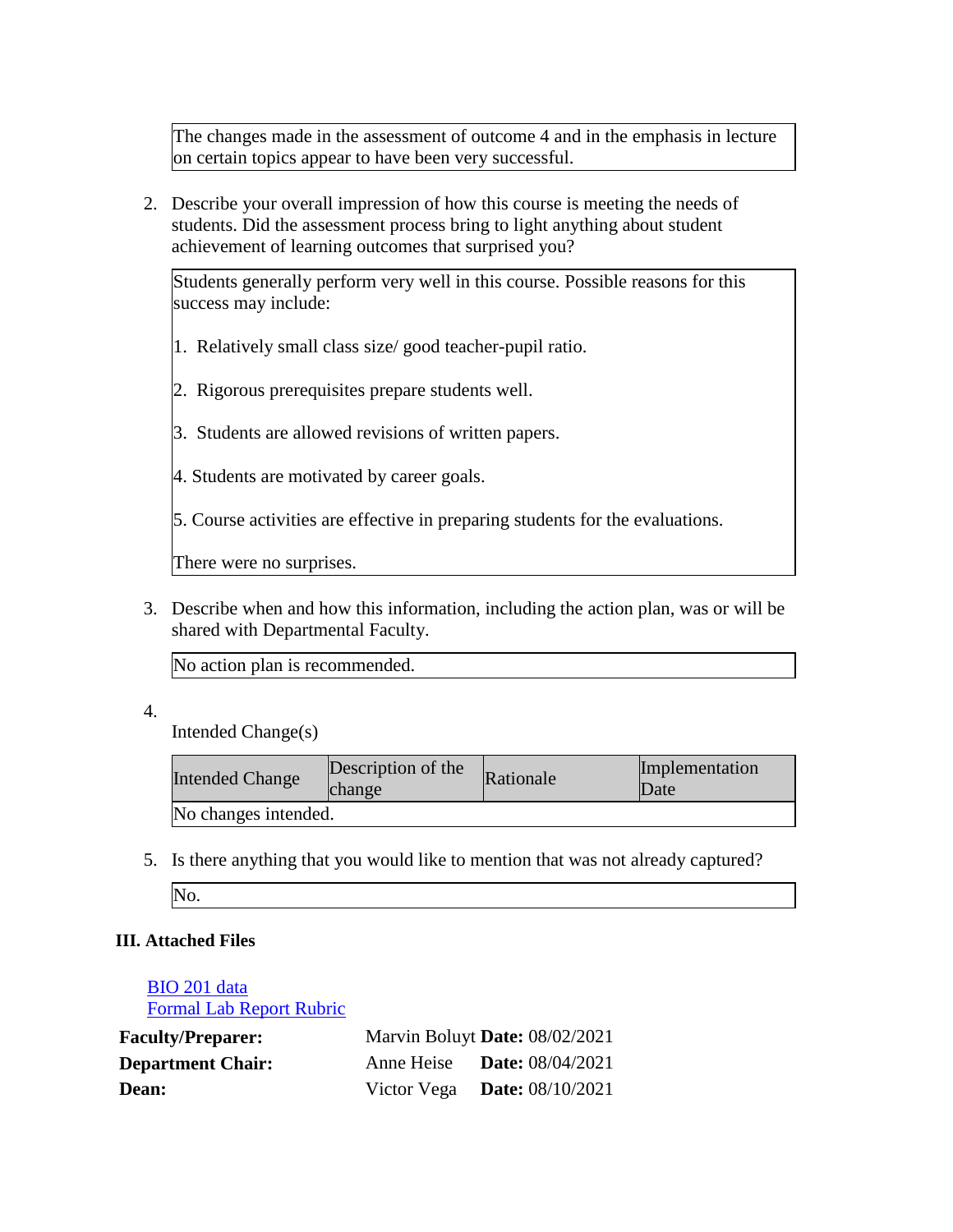The changes made in the assessment of outcome 4 and in the emphasis in lecture on certain topics appear to have been very successful.

2. Describe your overall impression of how this course is meeting the needs of students. Did the assessment process bring to light anything about student achievement of learning outcomes that surprised you?

Students generally perform very well in this course. Possible reasons for this success may include:

1. Relatively small class size/ good teacher-pupil ratio.

2. Rigorous prerequisites prepare students well.

3. Students are allowed revisions of written papers.

4. Students are motivated by career goals.

5. Course activities are effective in preparing students for the evaluations.

There were no surprises.

3. Describe when and how this information, including the action plan, was or will be shared with Departmental Faculty.

No action plan is recommended.

4. Intended Change(s)

| Intended Change | Description of the change | Rationale | Implementation Date |
| --- | --- | --- | --- |
| No changes intended. | | | |

5. Is there anything that you would like to mention that was not already captured?

No.

### III. Attached Files

BIO 201 data
Formal Lab Report Rubric

| | | |
| --- | --- | --- |
| **Faculty/Preparer:** | Marvin Boluyt | **Date:** 08/02/2021 |
| **Department Chair:** | Anne Heise | **Date:** 08/04/2021 |
| **Dean:** | Victor Vega | **Date:** 08/10/2021 |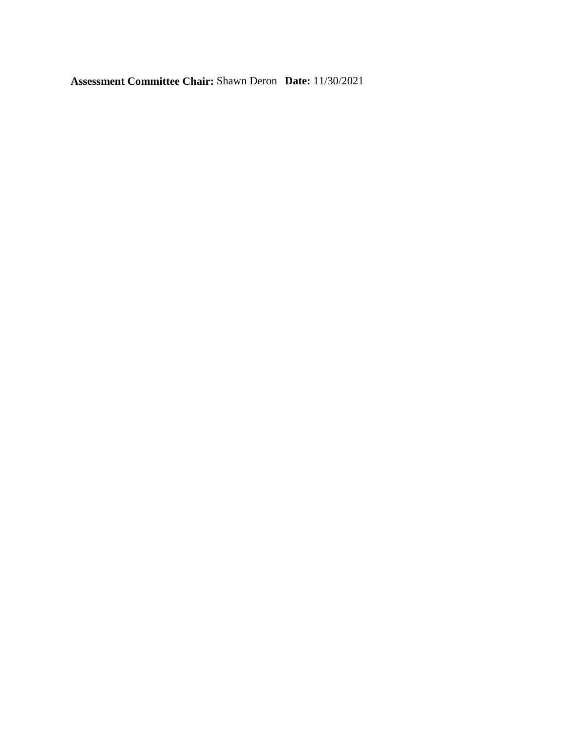**Assessment Committee Chair:** Shawn Deron **Date:** 11/30/2021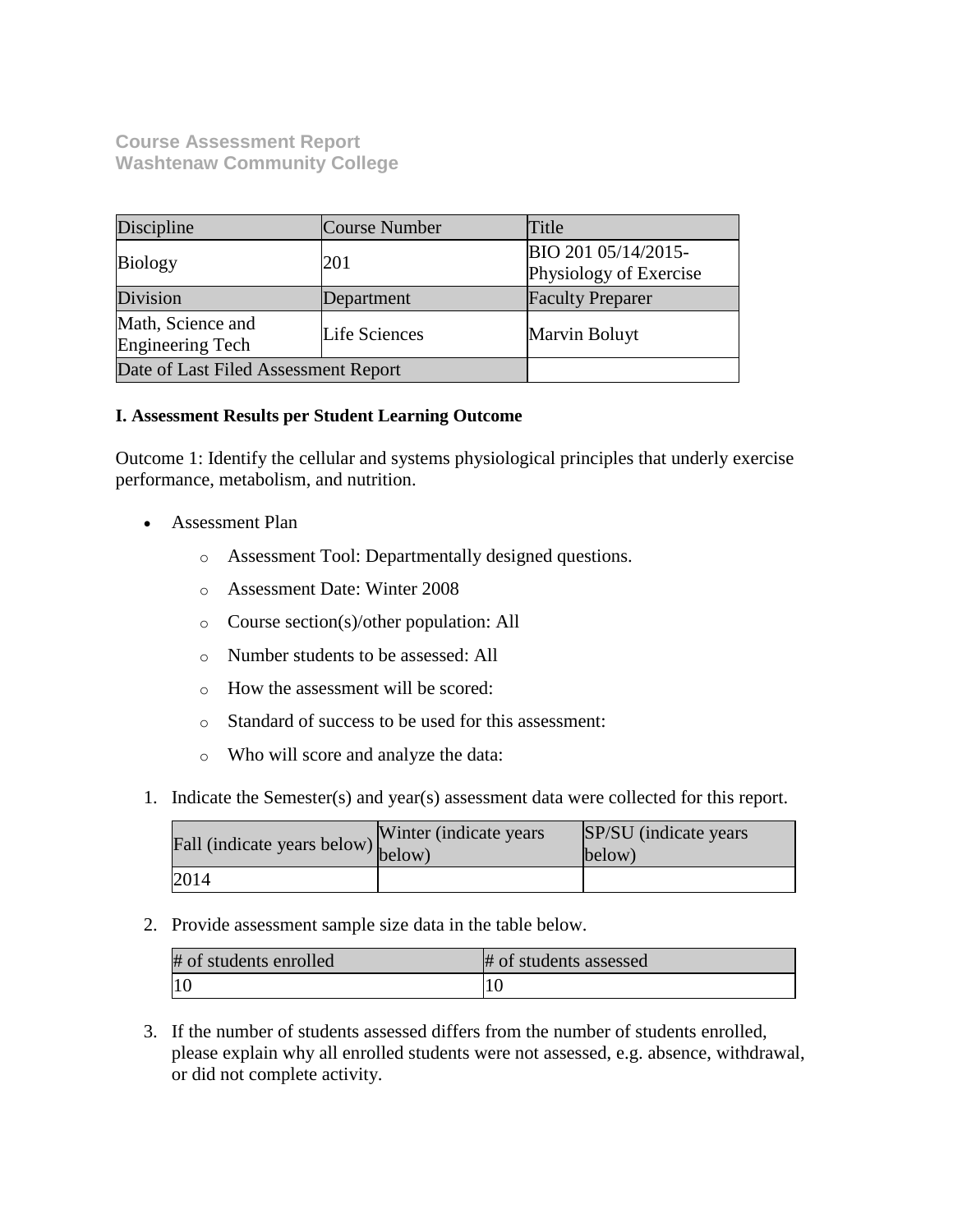**Course Assessment Report**
**Washtenaw Community College**

| Discipline | Course Number | Title |
| --- | --- | --- |
| Biology | 201 | BIO 201 05/14/2015-Physiology of Exercise |
| Division | Department | Faculty Preparer |
| Math, Science and Engineering Tech | Life Sciences | Marvin Boluyt |
| Date of Last Filed Assessment Report | | |

**I. Assessment Results per Student Learning Outcome**

Outcome 1: Identify the cellular and systems physiological principles that underly exercise performance, metabolism, and nutrition.

- Assessment Plan
    - Assessment Tool: Departmentally designed questions.
    - Assessment Date: Winter 2008
    - Course section(s)/other population: All
    - Number students to be assessed: All
    - How the assessment will be scored:
    - Standard of success to be used for this assessment:
    - Who will score and analyze the data:

1. Indicate the Semester(s) and year(s) assessment data were collected for this report.

| Fall (indicate years below) | Winter (indicate years below) | SP/SU (indicate years below) |
| --- | --- | --- |
| 2014 | | |

2. Provide assessment sample size data in the table below.

| # of students enrolled | # of students assessed |
| --- | --- |
| 10 | 10 |

3. If the number of students assessed differs from the number of students enrolled, please explain why all enrolled students were not assessed, e.g. absence, withdrawal, or did not complete activity.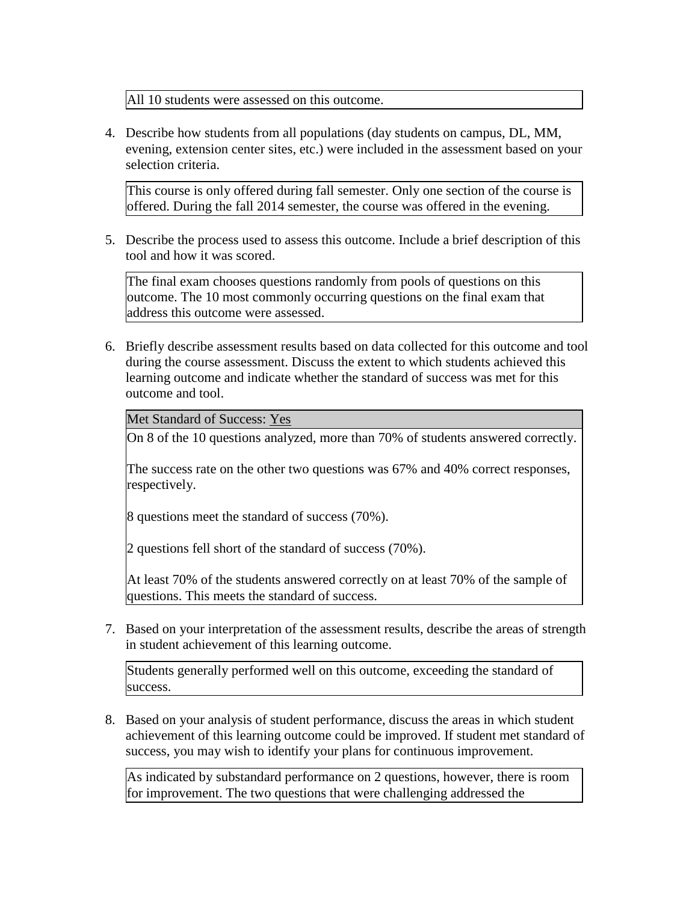All 10 students were assessed on this outcome.

4. Describe how students from all populations (day students on campus, DL, MM, evening, extension center sites, etc.) were included in the assessment based on your selection criteria.

This course is only offered during fall semester. Only one section of the course is offered. During the fall 2014 semester, the course was offered in the evening.

5. Describe the process used to assess this outcome. Include a brief description of this tool and how it was scored.

The final exam chooses questions randomly from pools of questions on this outcome. The 10 most commonly occurring questions on the final exam that address this outcome were assessed.

6. Briefly describe assessment results based on data collected for this outcome and tool during the course assessment. Discuss the extent to which students achieved this learning outcome and indicate whether the standard of success was met for this outcome and tool.

Met Standard of Success: Yes

On 8 of the 10 questions analyzed, more than 70% of students answered correctly.

The success rate on the other two questions was 67% and 40% correct responses, respectively.

8 questions meet the standard of success (70%).

2 questions fell short of the standard of success (70%).

At least 70% of the students answered correctly on at least 70% of the sample of questions. This meets the standard of success.

7. Based on your interpretation of the assessment results, describe the areas of strength in student achievement of this learning outcome.

Students generally performed well on this outcome, exceeding the standard of success.

8. Based on your analysis of student performance, discuss the areas in which student achievement of this learning outcome could be improved. If student met standard of success, you may wish to identify your plans for continuous improvement.

As indicated by substandard performance on 2 questions, however, there is room for improvement. The two questions that were challenging addressed the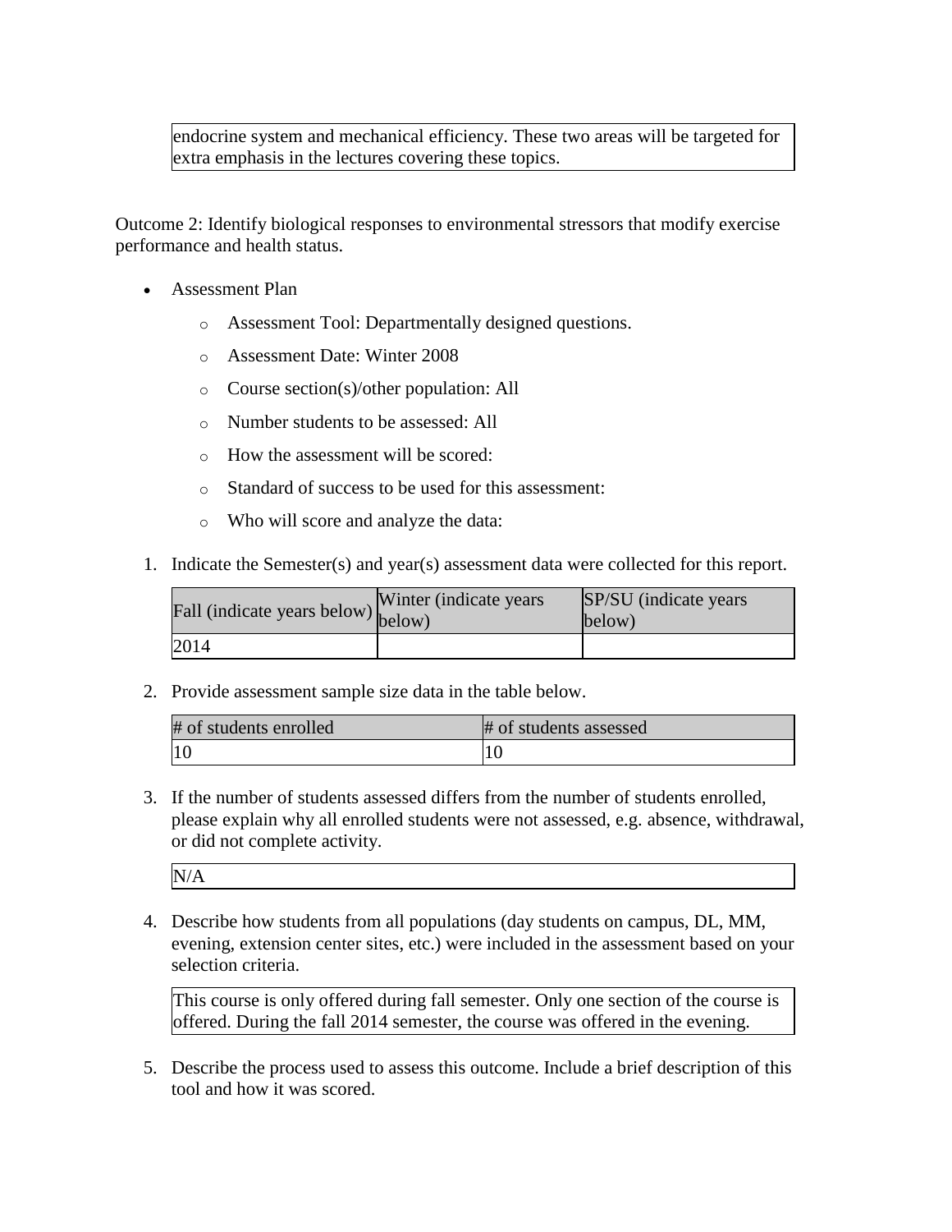| endocrine system and mechanical efficiency. These two areas will be targeted for extra emphasis in the lectures covering these topics. |
|---|

Outcome 2: Identify biological responses to environmental stressors that modify exercise performance and health status.

- Assessment Plan
  - Assessment Tool: Departmentally designed questions.
  - Assessment Date: Winter 2008
  - Course section(s)/other population: All
  - Number students to be assessed: All
  - How the assessment will be scored:
  - Standard of success to be used for this assessment:
  - Who will score and analyze the data:

1. Indicate the Semester(s) and year(s) assessment data were collected for this report.

| Fall (indicate years below) | Winter (indicate years below) | SP/SU (indicate years below) |
|---|---|---|
| 2014 | | |

2. Provide assessment sample size data in the table below.

| # of students enrolled | # of students assessed |
|---|---|
| 10 | 10 |

3. If the number of students assessed differs from the number of students enrolled, please explain why all enrolled students were not assessed, e.g. absence, withdrawal, or did not complete activity.

| N/A |
|---|

4. Describe how students from all populations (day students on campus, DL, MM, evening, extension center sites, etc.) were included in the assessment based on your selection criteria.

| This course is only offered during fall semester. Only one section of the course is offered. During the fall 2014 semester, the course was offered in the evening. |
|---|

5. Describe the process used to assess this outcome. Include a brief description of this tool and how it was scored.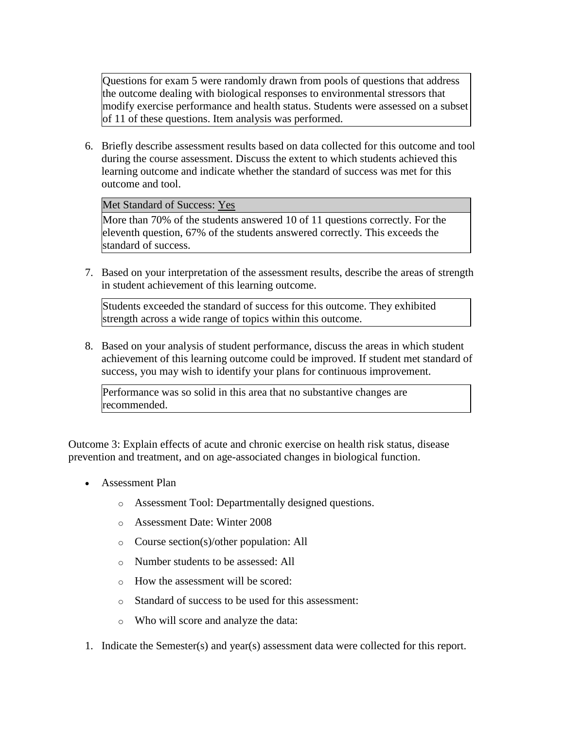Questions for exam 5 were randomly drawn from pools of questions that address the outcome dealing with biological responses to environmental stressors that modify exercise performance and health status. Students were assessed on a subset of 11 of these questions. Item analysis was performed.

6. Briefly describe assessment results based on data collected for this outcome and tool during the course assessment. Discuss the extent to which students achieved this learning outcome and indicate whether the standard of success was met for this outcome and tool.

   Met Standard of Success: Yes

   More than 70% of the students answered 10 of 11 questions correctly. For the eleventh question, 67% of the students answered correctly. This exceeds the standard of success.

7. Based on your interpretation of the assessment results, describe the areas of strength in student achievement of this learning outcome.

   Students exceeded the standard of success for this outcome. They exhibited strength across a wide range of topics within this outcome.

8. Based on your analysis of student performance, discuss the areas in which student achievement of this learning outcome could be improved. If student met standard of success, you may wish to identify your plans for continuous improvement.

   Performance was so solid in this area that no substantive changes are recommended.

Outcome 3: Explain effects of acute and chronic exercise on health risk status, disease prevention and treatment, and on age-associated changes in biological function.

- Assessment Plan
  - Assessment Tool: Departmentally designed questions.
  - Assessment Date: Winter 2008
  - Course section(s)/other population: All
  - Number students to be assessed: All
  - How the assessment will be scored:
  - Standard of success to be used for this assessment:
  - Who will score and analyze the data:

1. Indicate the Semester(s) and year(s) assessment data were collected for this report.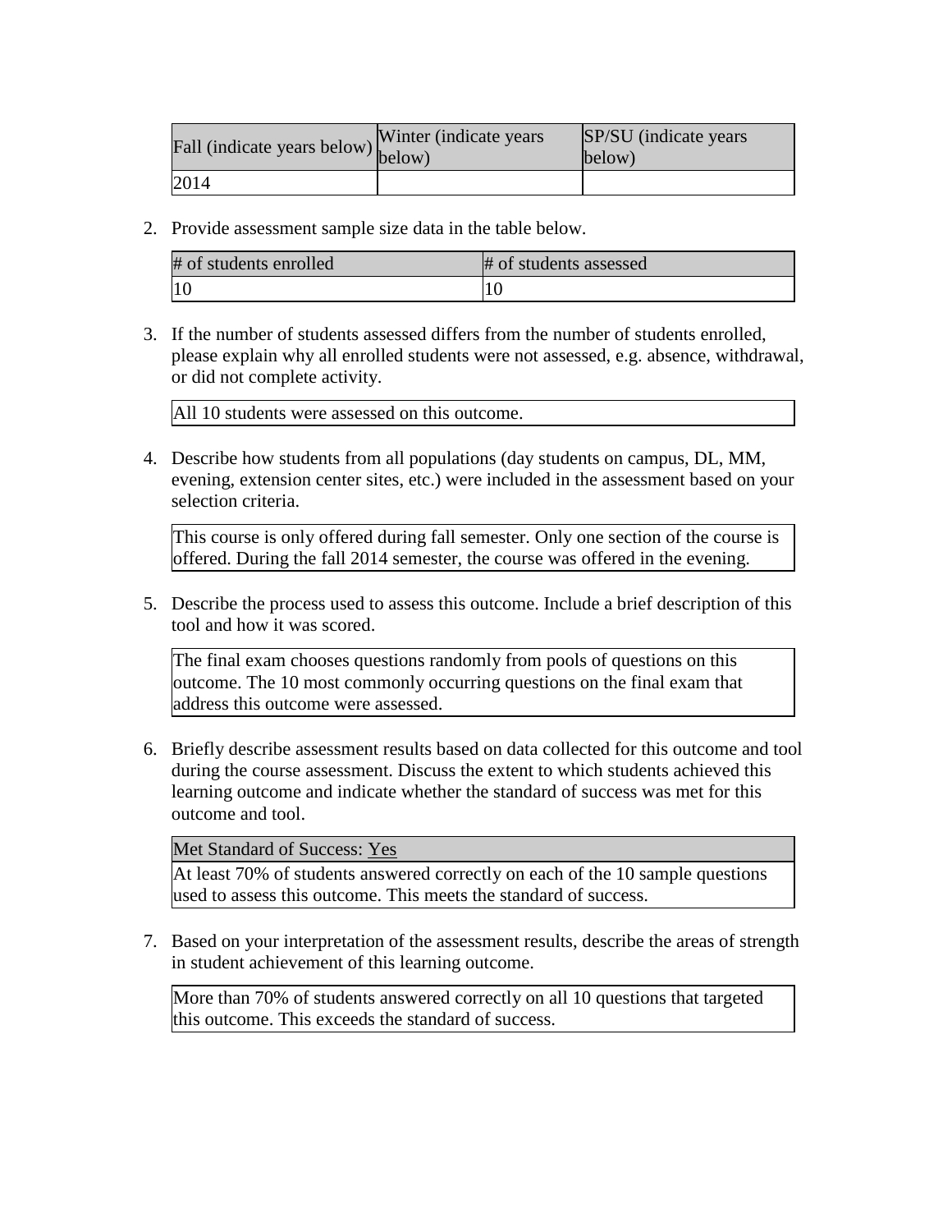| Fall (indicate years below) | Winter (indicate years below) | SP/SU (indicate years below) |
|---|---|---|
| 2014 | | |

2. Provide assessment sample size data in the table below.

| # of students enrolled | # of students assessed |
|---|---|
| 10 | 10 |

3. If the number of students assessed differs from the number of students enrolled, please explain why all enrolled students were not assessed, e.g. absence, withdrawal, or did not complete activity.

| All 10 students were assessed on this outcome. |
|---|

4. Describe how students from all populations (day students on campus, DL, MM, evening, extension center sites, etc.) were included in the assessment based on your selection criteria.

| This course is only offered during fall semester. Only one section of the course is offered. During the fall 2014 semester, the course was offered in the evening. |
|---|

5. Describe the process used to assess this outcome. Include a brief description of this tool and how it was scored.

| The final exam chooses questions randomly from pools of questions on this outcome. The 10 most commonly occurring questions on the final exam that address this outcome were assessed. |
|---|

6. Briefly describe assessment results based on data collected for this outcome and tool during the course assessment. Discuss the extent to which students achieved this learning outcome and indicate whether the standard of success was met for this outcome and tool.

| Met Standard of Success: Yes |
|---|
| At least 70% of students answered correctly on each of the 10 sample questions used to assess this outcome. This meets the standard of success. |

7. Based on your interpretation of the assessment results, describe the areas of strength in student achievement of this learning outcome.

| More than 70% of students answered correctly on all 10 questions that targeted this outcome. This exceeds the standard of success. |
|---|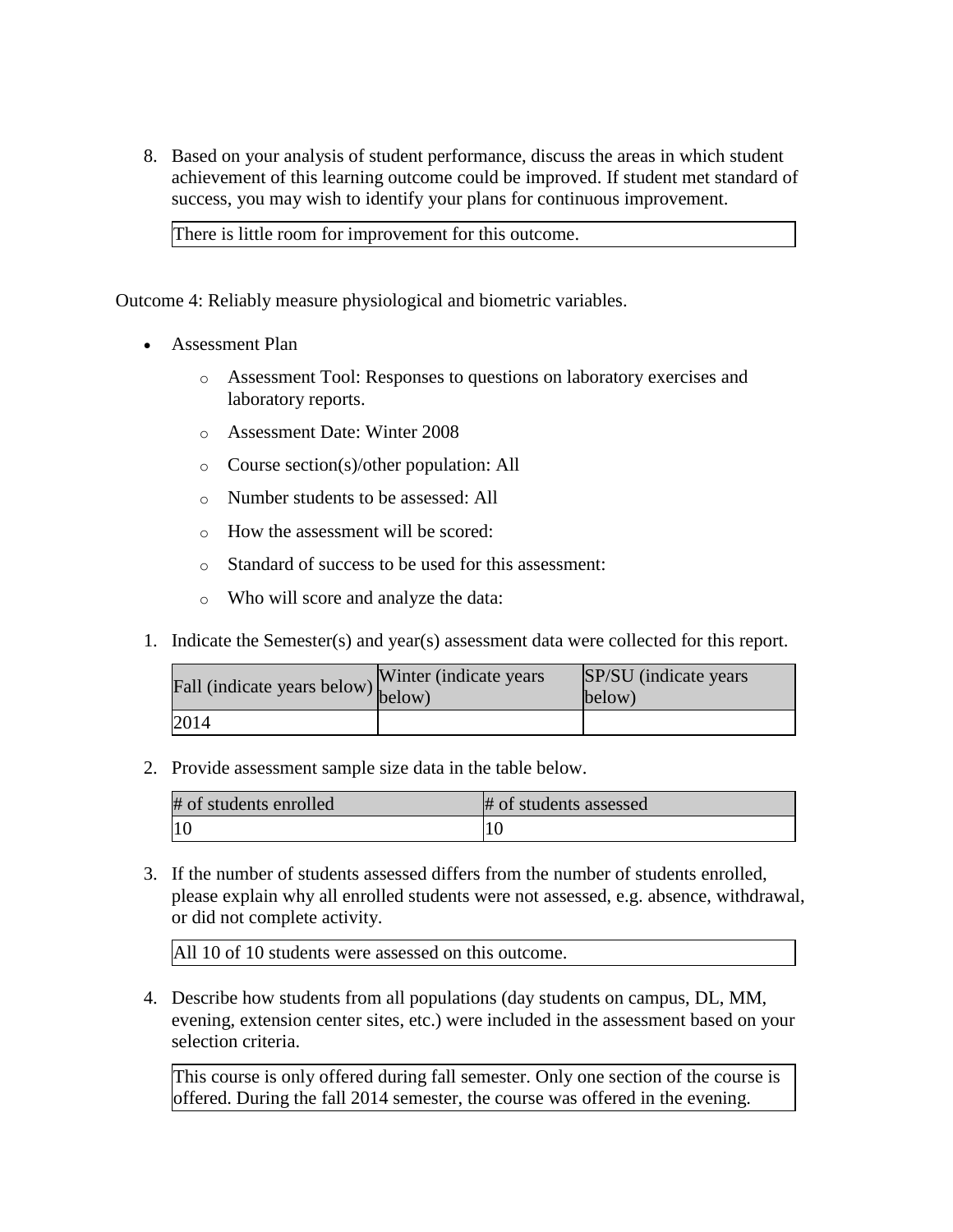8. Based on your analysis of student performance, discuss the areas in which student achievement of this learning outcome could be improved. If student met standard of success, you may wish to identify your plans for continuous improvement.

| There is little room for improvement for this outcome. |
|---|

Outcome 4: Reliably measure physiological and biometric variables.

- Assessment Plan
  - Assessment Tool: Responses to questions on laboratory exercises and laboratory reports.
  - Assessment Date: Winter 2008
  - Course section(s)/other population: All
  - Number students to be assessed: All
  - How the assessment will be scored:
  - Standard of success to be used for this assessment:
  - Who will score and analyze the data:

1. Indicate the Semester(s) and year(s) assessment data were collected for this report.

| Fall (indicate years below) | Winter (indicate years below) | SP/SU (indicate years below) |
|---|---|---|
| 2014 | | |

2. Provide assessment sample size data in the table below.

| # of students enrolled | # of students assessed |
|---|---|
| 10 | 10 |

3. If the number of students assessed differs from the number of students enrolled, please explain why all enrolled students were not assessed, e.g. absence, withdrawal, or did not complete activity.

| All 10 of 10 students were assessed on this outcome. |
|---|

4. Describe how students from all populations (day students on campus, DL, MM, evening, extension center sites, etc.) were included in the assessment based on your selection criteria.

| This course is only offered during fall semester. Only one section of the course is offered. During the fall 2014 semester, the course was offered in the evening. |
|---|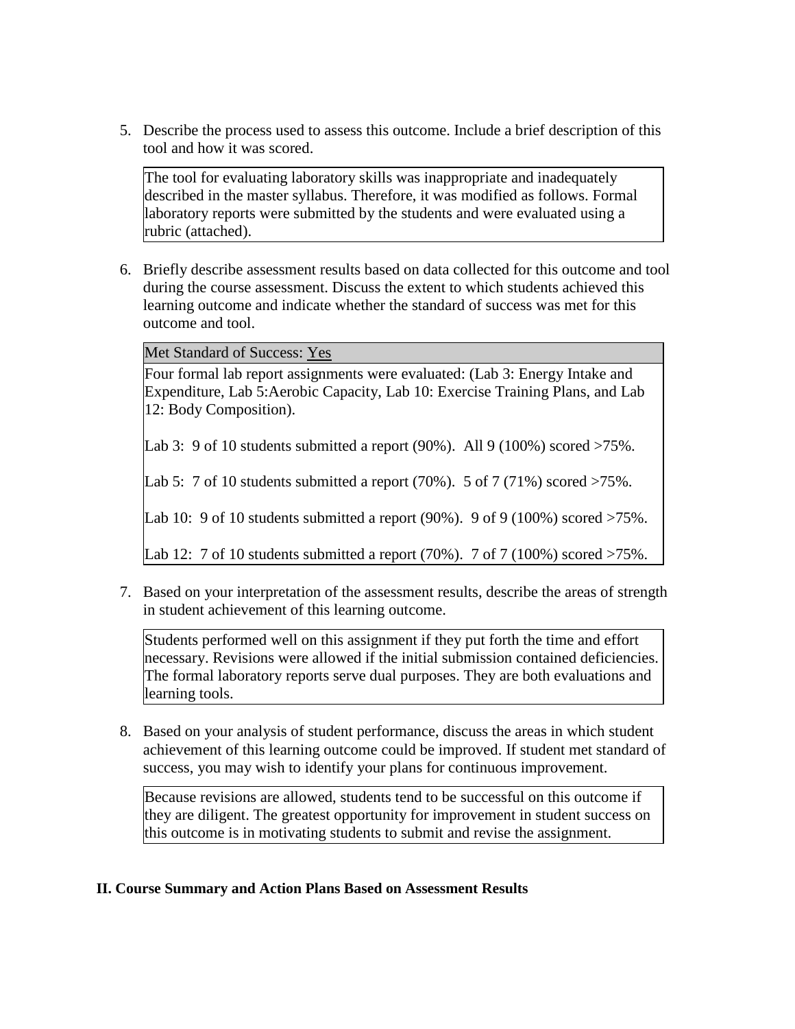5. Describe the process used to assess this outcome. Include a brief description of this tool and how it was scored.

   The tool for evaluating laboratory skills was inappropriate and inadequately described in the master syllabus. Therefore, it was modified as follows. Formal laboratory reports were submitted by the students and were evaluated using a rubric (attached).

6. Briefly describe assessment results based on data collected for this outcome and tool during the course assessment. Discuss the extent to which students achieved this learning outcome and indicate whether the standard of success was met for this outcome and tool.

   Met Standard of Success: Yes

   Four formal lab report assignments were evaluated: (Lab 3: Energy Intake and Expenditure, Lab 5:Aerobic Capacity, Lab 10: Exercise Training Plans, and Lab 12: Body Composition).

   Lab 3: 9 of 10 students submitted a report (90%). All 9 (100%) scored >75%.

   Lab 5: 7 of 10 students submitted a report (70%). 5 of 7 (71%) scored >75%.

   Lab 10: 9 of 10 students submitted a report (90%). 9 of 9 (100%) scored >75%.

   Lab 12: 7 of 10 students submitted a report (70%). 7 of 7 (100%) scored >75%.

7. Based on your interpretation of the assessment results, describe the areas of strength in student achievement of this learning outcome.

   Students performed well on this assignment if they put forth the time and effort necessary. Revisions were allowed if the initial submission contained deficiencies. The formal laboratory reports serve dual purposes. They are both evaluations and learning tools.

8. Based on your analysis of student performance, discuss the areas in which student achievement of this learning outcome could be improved. If student met standard of success, you may wish to identify your plans for continuous improvement.

   Because revisions are allowed, students tend to be successful on this outcome if they are diligent. The greatest opportunity for improvement in student success on this outcome is in motivating students to submit and revise the assignment.

## II. Course Summary and Action Plans Based on Assessment Results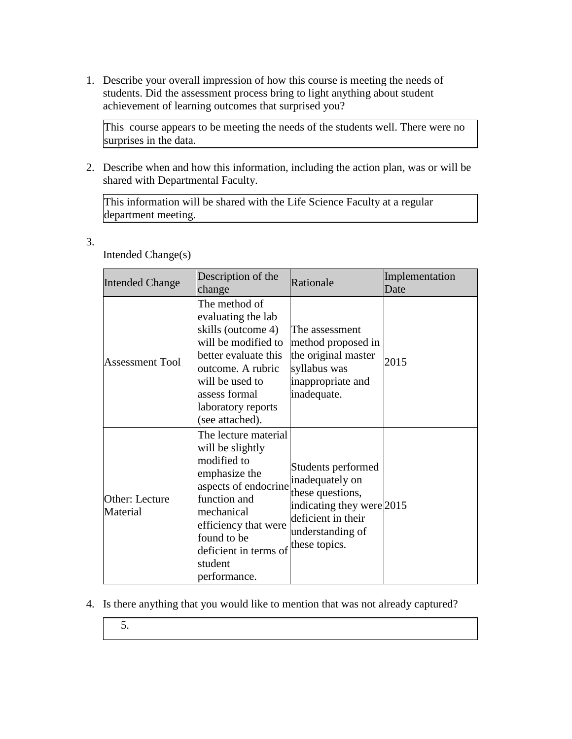1. Describe your overall impression of how this course is meeting the needs of students. Did the assessment process bring to light anything about student achievement of learning outcomes that surprised you?

   This course appears to be meeting the needs of the students well. There were no surprises in the data.

2. Describe when and how this information, including the action plan, was or will be shared with Departmental Faculty.

   This information will be shared with the Life Science Faculty at a regular department meeting.

3. Intended Change(s)

| Intended Change | Description of the change | Rationale | Implementation Date |
|---|---|---|---|
| Assessment Tool | The method of evaluating the lab skills (outcome 4) will be modified to better evaluate this outcome. A rubric will be used to assess formal laboratory reports (see attached). | The assessment method proposed in the original master syllabus was inappropriate and inadequate. | 2015 |
| Other: Lecture Material | The lecture material will be slightly modified to emphasize the aspects of endocrine function and mechanical efficiency that were found to be deficient in terms of student performance. | Students performed inadequately on these questions, indicating they were deficient in their understanding of these topics. | 2015 |

4. Is there anything that you would like to mention that was not already captured?

   5.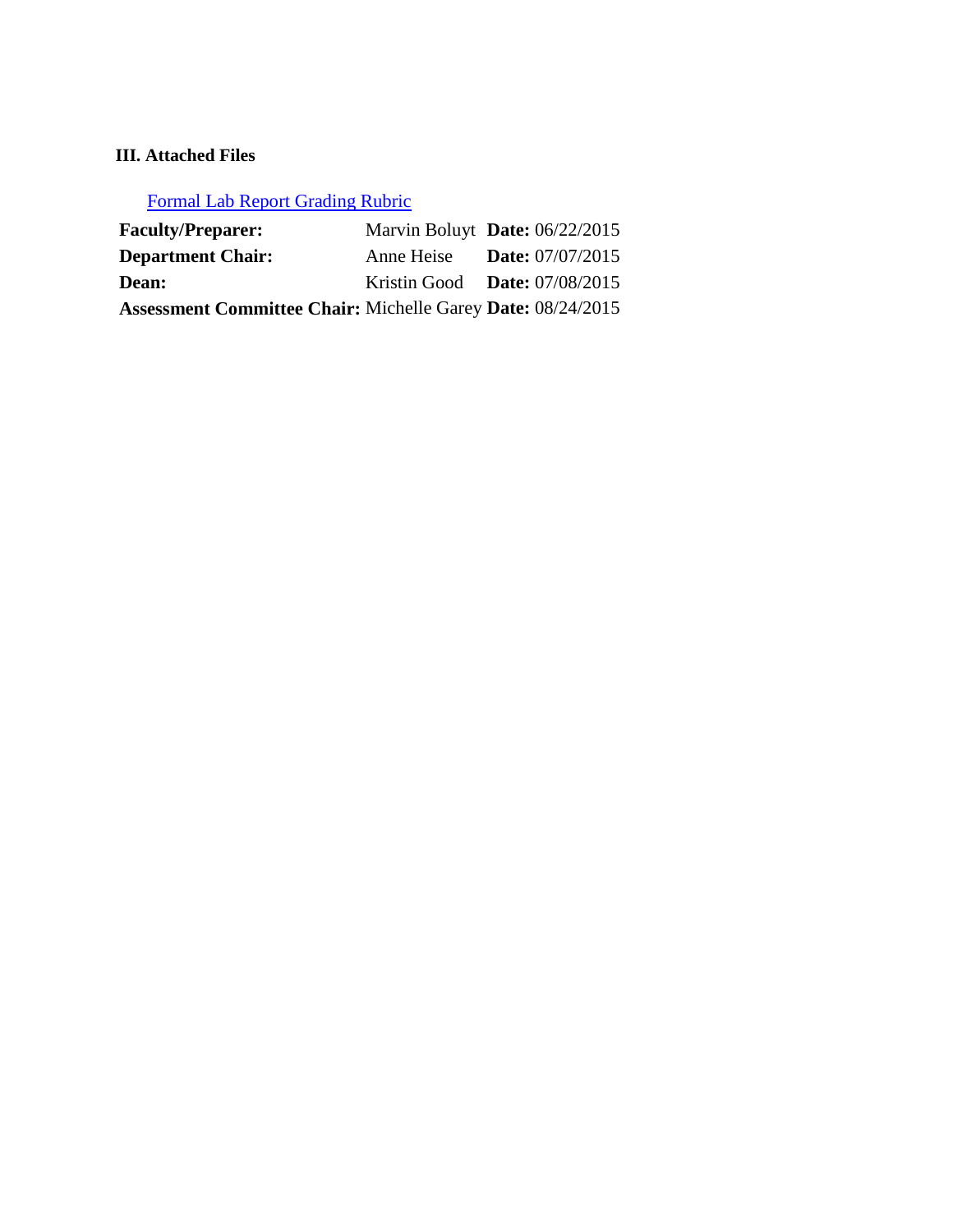### III. Attached Files

Formal Lab Report Grading Rubric

| | | |
|---|---|---|
| **Faculty/Preparer:** | Marvin Boluyt | **Date:** 06/22/2015 |
| **Department Chair:** | Anne Heise | **Date:** 07/07/2015 |
| **Dean:** | Kristin Good | **Date:** 07/08/2015 |
| **Assessment Committee Chair:** | Michelle Garey | **Date:** 08/24/2015 |